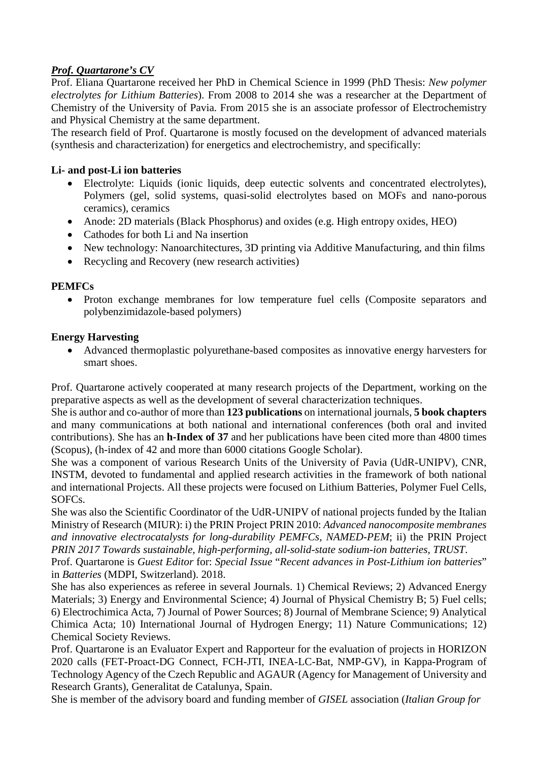## *Prof. Quartarone's CV*

Prof. Eliana Quartarone received her PhD in Chemical Science in 1999 (PhD Thesis: *New polymer electrolytes for Lithium Batteries*). From 2008 to 2014 she was a researcher at the Department of Chemistry of the University of Pavia. From 2015 she is an associate professor of Electrochemistry and Physical Chemistry at the same department.

The research field of Prof. Quartarone is mostly focused on the development of advanced materials (synthesis and characterization) for energetics and electrochemistry, and specifically:

### Li- and post-Li ion batteries

- Electrolyte: Liquids (ionic liquids, deep eutectic solvents and concentrated electrolytes), Polymers (gel, solid systems, quasi-solid electrolytes based on MOFs and nano-porous ceramics), ceramics
- Anode: 2D materials (Black Phosphorus) and oxides (e.g. High entropy oxides, HEO)
- Cathodes for both Li and Na insertion
- New technology: Nanoarchitectures, 3D printing via Additive Manufacturing, and thin films
- Recycling and Recovery (new research activities)

### PEMFCs

- Proton exchange membranes for low temperature fuel cells (Composite separators and polybenzimidazole-based polymers)

### Energy Harvesting

- Advanced thermoplastic polyurethane-based composites as innovative energy harvesters for smart shoes.

Prof. Quartarone actively cooperated at many research projects of the Department, working on the preparative aspects as well as the development of several characterization techniques.

She is author and co-author of more than **123 publications** on international journals, **5 book chapters** and many communications at both national and international conferences (both oral and invited contributions). She has an **h-Index of 37** and her publications have been cited more than 4800 times (Scopus), (h-index of 42 and more than 6000 citations Google Scholar).

She was a component of various Research Units of the University of Pavia (UdR-UNIPV), CNR, INSTM, devoted to fundamental and applied research activities in the framework of both national and international Projects. All these projects were focused on Lithium Batteries, Polymer Fuel Cells, SOFCs.

She was also the Scientific Coordinator of the UdR-UNIPV of national projects funded by the Italian Ministry of Research (MIUR): i) the PRIN Project PRIN 2010: *Advanced nanocomposite membranes and innovative electrocatalysts for long-durability PEMFCs, NAMED-PEM*; ii) the PRIN Project *PRIN 2017 Towards sustainable, high-performing, all-solid-state sodium-ion batteries, TRUST*.

Prof. Quartarone is *Guest Editor* for: *Special Issue* "*Recent advances in Post-Lithium ion batteries*" in *Batteries* (MDPI, Switzerland). 2018.

She has also experiences as referee in several Journals. 1) Chemical Reviews; 2) Advanced Energy Materials; 3) Energy and Environmental Science; 4) Journal of Physical Chemistry B; 5) Fuel cells; 6) Electrochimica Acta, 7) Journal of Power Sources; 8) Journal of Membrane Science; 9) Analytical Chimica Acta; 10) International Journal of Hydrogen Energy; 11) Nature Communications; 12) Chemical Society Reviews.

Prof. Quartarone is an Evaluator Expert and Rapporteur for the evaluation of projects in HORIZON 2020 calls (FET-Proact-DG Connect, FCH-JTI, INEA-LC-Bat, NMP-GV), in Kappa-Program of Technology Agency of the Czech Republic and AGAUR (Agency for Management of University and Research Grants), Generalitat de Catalunya, Spain.

She is member of the advisory board and funding member of *GISEL* association (*Italian Group for*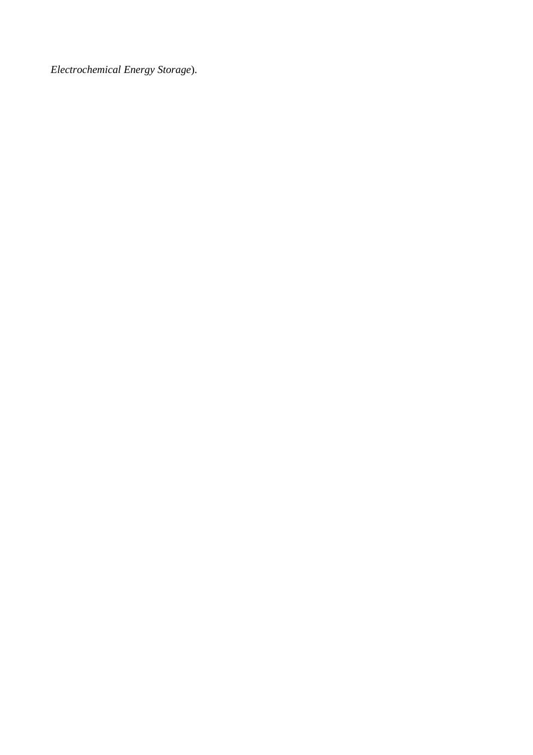*Electrochemical Energy Storage*).